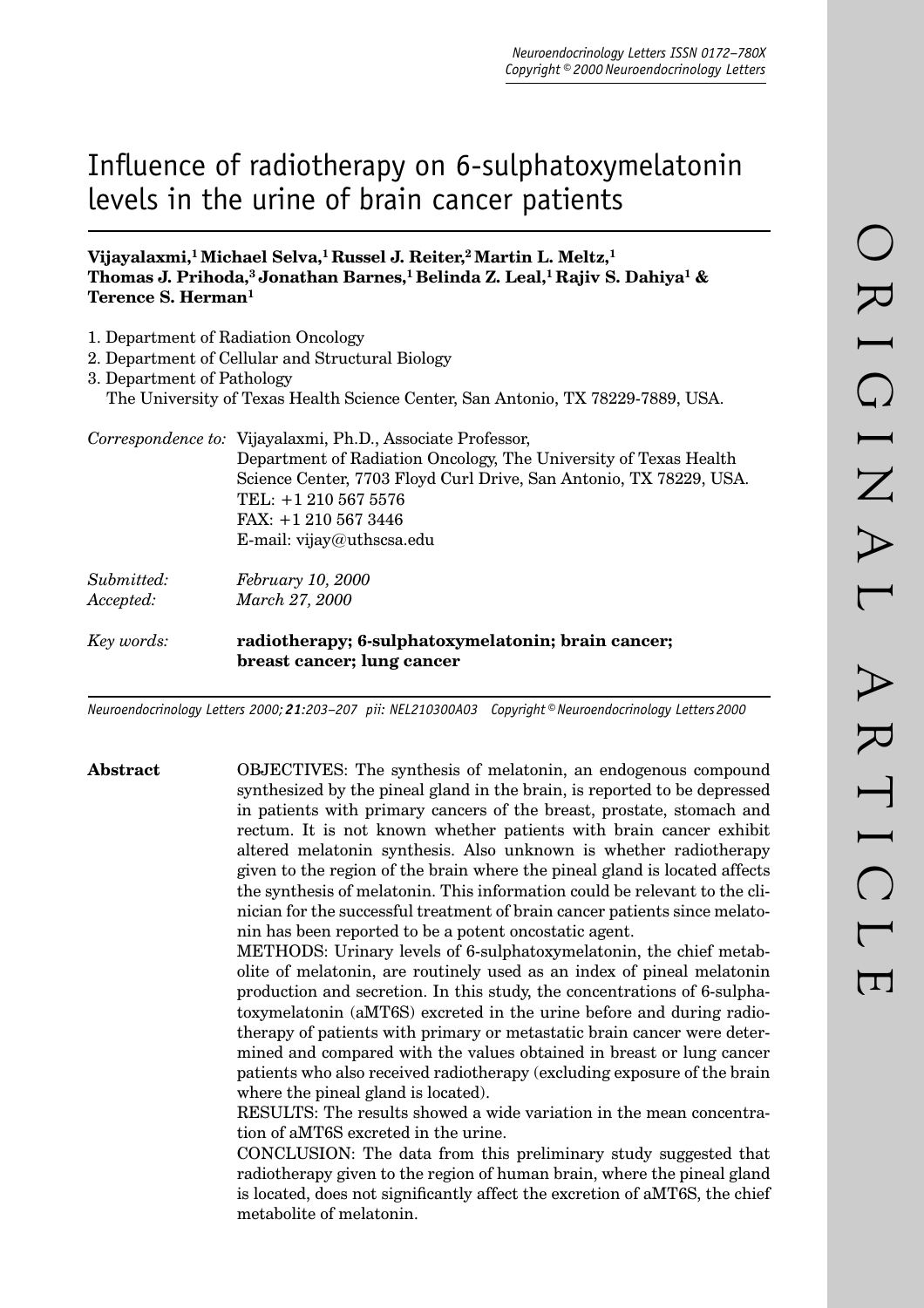# Influence of radiotherapy on 6-sulphatoxymelatonin levels in the urine of brain cancer patients

**Vijayalaxmi,[1] Michael Selva,[1] Russel J. Reiter,[2] Martin L. Meltz,[1] Thomas J. Prihoda,[3] Jonathan Barnes,[1] Belinda Z. Leal,[1] Rajiv S. Dahiya[1] & Terence S. Herman[1]**

1. Department of Radiation Oncology
2. Department of Cellular and Structural Biology
3. Department of Pathology
   The University of Texas Health Science Center, San Antonio, TX 78229-7889, USA.

*Correspondence to:* Vijayalaxmi, Ph.D., Associate Professor, Department of Radiation Oncology, The University of Texas Health Science Center, 7703 Floyd Curl Drive, San Antonio, TX 78229, USA.
TEL: +1 210 567 5576
FAX: +1 210 567 3446
E-mail: vijay@uthscsa.edu

*Submitted:* *February 10, 2000*
*Accepted:* *March 27, 2000*

*Key words:* **radiotherapy; 6-sulphatoxymelatonin; brain cancer; breast cancer; lung cancer**

*Neuroendocrinology Letters 2000;* ***21****:203–207 pii: NEL210300A03 Copyright © Neuroendocrinology Letters 2000*

**Abstract**

OBJECTIVES: The synthesis of melatonin, an endogenous compound synthesized by the pineal gland in the brain, is reported to be depressed in patients with primary cancers of the breast, prostate, stomach and rectum. It is not known whether patients with brain cancer exhibit altered melatonin synthesis. Also unknown is whether radiotherapy given to the region of the brain where the pineal gland is located affects the synthesis of melatonin. This information could be relevant to the clinician for the successful treatment of brain cancer patients since melatonin has been reported to be a potent oncostatic agent.

METHODS: Urinary levels of 6-sulphatoxymelatonin, the chief metabolite of melatonin, are routinely used as an index of pineal melatonin production and secretion. In this study, the concentrations of 6-sulphatoxymelatonin (aMT6S) excreted in the urine before and during radiotherapy of patients with primary or metastatic brain cancer were determined and compared with the values obtained in breast or lung cancer patients who also received radiotherapy (excluding exposure of the brain where the pineal gland is located).

RESULTS: The results showed a wide variation in the mean concentration of aMT6S excreted in the urine.

CONCLUSION: The data from this preliminary study suggested that radiotherapy given to the region of human brain, where the pineal gland is located, does not significantly affect the excretion of aMT6S, the chief metabolite of melatonin.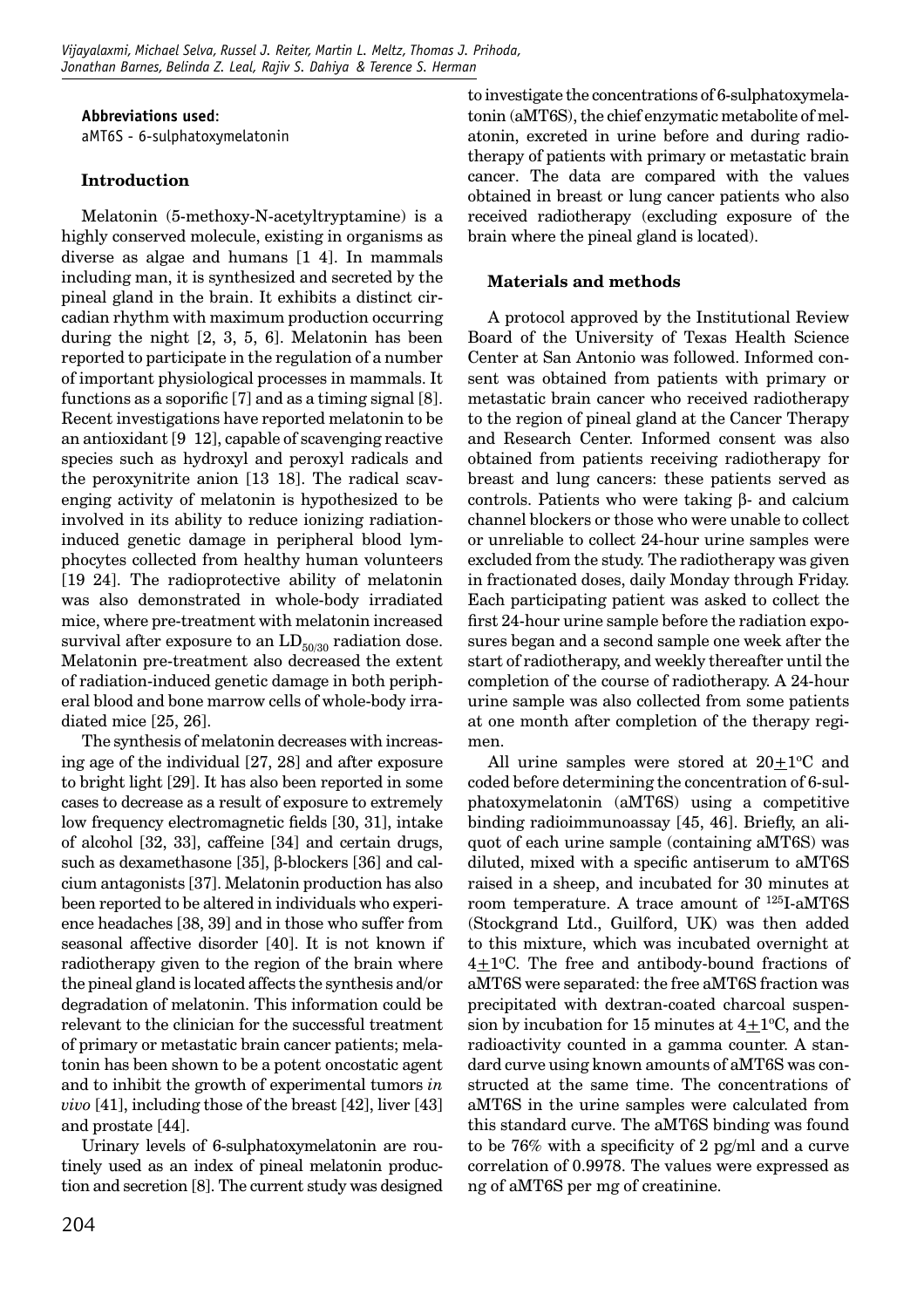**Abbreviations used:**
aMT6S - 6-sulphatoxymelatonin

## Introduction

Melatonin (5-methoxy-N-acetyltryptamine) is a highly conserved molecule, existing in organisms as diverse as algae and humans [1 4]. In mammals including man, it is synthesized and secreted by the pineal gland in the brain. It exhibits a distinct circadian rhythm with maximum production occurring during the night [2, 3, 5, 6]. Melatonin has been reported to participate in the regulation of a number of important physiological processes in mammals. It functions as a soporific [7] and as a timing signal [8]. Recent investigations have reported melatonin to be an antioxidant [9 12], capable of scavenging reactive species such as hydroxyl and peroxyl radicals and the peroxynitrite anion [13 18]. The radical scavenging activity of melatonin is hypothesized to be involved in its ability to reduce ionizing radiation-induced genetic damage in peripheral blood lymphocytes collected from healthy human volunteers [19 24]. The radioprotective ability of melatonin was also demonstrated in whole-body irradiated mice, where pre-treatment with melatonin increased survival after exposure to an $LD_{50/30}$ radiation dose. Melatonin pre-treatment also decreased the extent of radiation-induced genetic damage in both peripheral blood and bone marrow cells of whole-body irradiated mice [25, 26].

The synthesis of melatonin decreases with increasing age of the individual [27, 28] and after exposure to bright light [29]. It has also been reported in some cases to decrease as a result of exposure to extremely low frequency electromagnetic fields [30, 31], intake of alcohol [32, 33], caffeine [34] and certain drugs, such as dexamethasone [35], β-blockers [36] and calcium antagonists [37]. Melatonin production has also been reported to be altered in individuals who experience headaches [38, 39] and in those who suffer from seasonal affective disorder [40]. It is not known if radiotherapy given to the region of the brain where the pineal gland is located affects the synthesis and/or degradation of melatonin. This information could be relevant to the clinician for the successful treatment of primary or metastatic brain cancer patients; melatonin has been shown to be a potent oncostatic agent and to inhibit the growth of experimental tumors *in vivo* [41], including those of the breast [42], liver [43] and prostate [44].

Urinary levels of 6-sulphatoxymelatonin are routinely used as an index of pineal melatonin production and secretion [8]. The current study was designed to investigate the concentrations of 6-sulphatoxymelatonin (aMT6S), the chief enzymatic metabolite of melatonin, excreted in urine before and during radiotherapy of patients with primary or metastatic brain cancer. The data are compared with the values obtained in breast or lung cancer patients who also received radiotherapy (excluding exposure of the brain where the pineal gland is located).

## Materials and methods

A protocol approved by the Institutional Review Board of the University of Texas Health Science Center at San Antonio was followed. Informed consent was obtained from patients with primary or metastatic brain cancer who received radiotherapy to the region of pineal gland at the Cancer Therapy and Research Center. Informed consent was also obtained from patients receiving radiotherapy for breast and lung cancers: these patients served as controls. Patients who were taking β- and calcium channel blockers or those who were unable to collect or unreliable to collect 24-hour urine samples were excluded from the study. The radiotherapy was given in fractionated doses, daily Monday through Friday. Each participating patient was asked to collect the first 24-hour urine sample before the radiation exposures began and a second sample one week after the start of radiotherapy, and weekly thereafter until the completion of the course of radiotherapy. A 24-hour urine sample was also collected from some patients at one month after completion of the therapy regimen.

All urine samples were stored at $20 \pm 1^{\circ}C$ and coded before determining the concentration of 6-sulphatoxymelatonin (aMT6S) using a competitive binding radioimmunoassay [45, 46]. Briefly, an aliquot of each urine sample (containing aMT6S) was diluted, mixed with a specific antiserum to aMT6S raised in a sheep, and incubated for 30 minutes at room temperature. A trace amount of $^{125}I$-aMT6S (Stockgrand Ltd., Guilford, UK) was then added to this mixture, which was incubated overnight at $4 \pm 1^{\circ}C$. The free and antibody-bound fractions of aMT6S were separated: the free aMT6S fraction was precipitated with dextran-coated charcoal suspension by incubation for 15 minutes at $4 \pm 1^{\circ}C$, and the radioactivity counted in a gamma counter. A standard curve using known amounts of aMT6S was constructed at the same time. The concentrations of aMT6S in the urine samples were calculated from this standard curve. The aMT6S binding was found to be 76% with a specificity of 2 pg/ml and a curve correlation of 0.9978. The values were expressed as ng of aMT6S per mg of creatinine.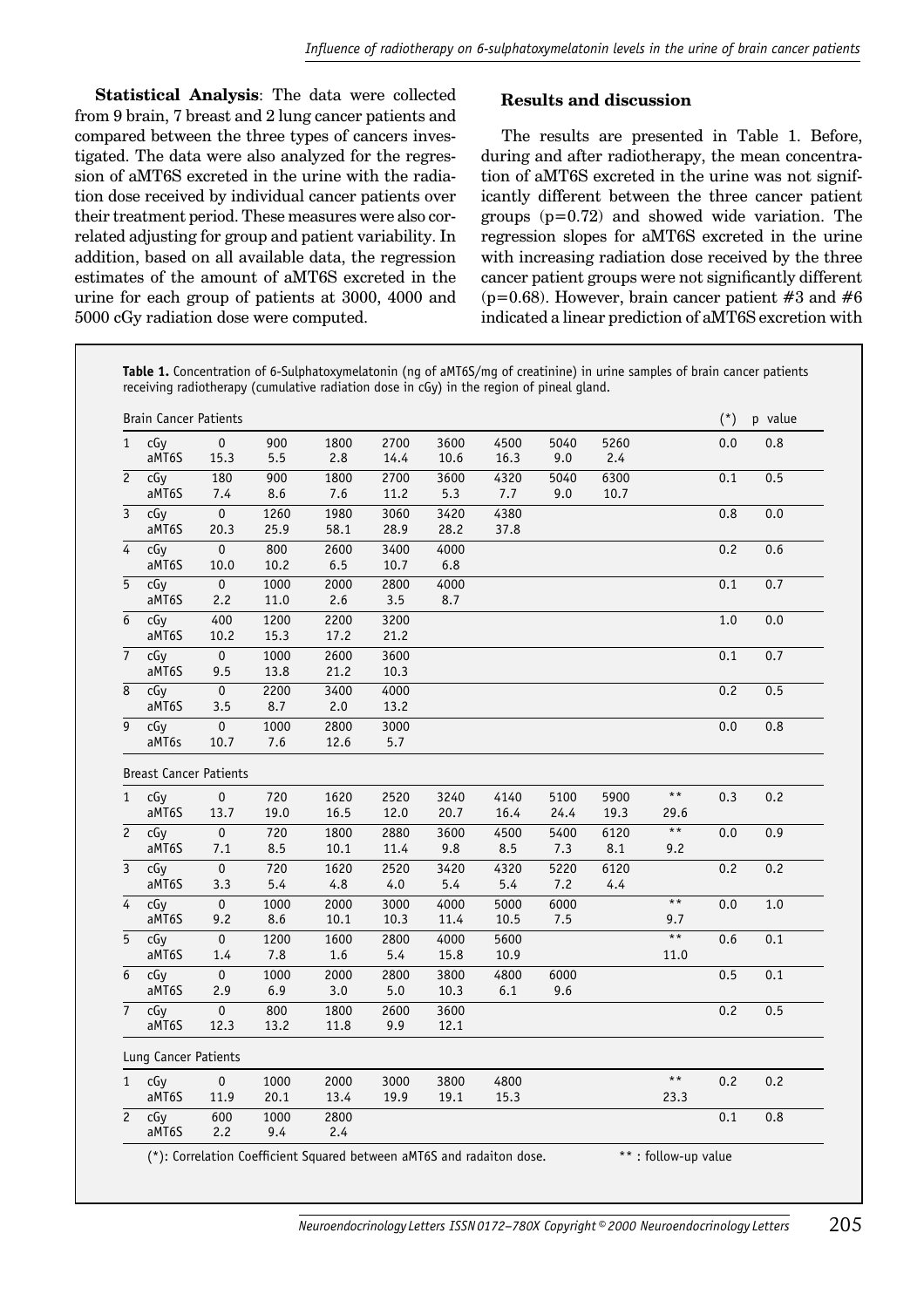**Statistical Analysis**: The data were collected from 9 brain, 7 breast and 2 lung cancer patients and compared between the three types of cancers investigated. The data were also analyzed for the regression of aMT6S excreted in the urine with the radiation dose received by individual cancer patients over their treatment period. These measures were also correlated adjusting for group and patient variability. In addition, based on all available data, the regression estimates of the amount of aMT6S excreted in the urine for each group of patients at 3000, 4000 and 5000 cGy radiation dose were computed.

## Results and discussion

The results are presented in Table 1. Before, during and after radiotherapy, the mean concentration of aMT6S excreted in the urine was not significantly different between the three cancer patient groups (p=0.72) and showed wide variation. The regression slopes for aMT6S excreted in the urine with increasing radiation dose received by the three cancer patient groups were not significantly different (p=0.68). However, brain cancer patient #3 and #6 indicated a linear prediction of aMT6S excretion with

**Table 1.** Concentration of 6-Sulphatoxymelatonin (ng of aMT6S/mg of creatinine) in urine samples of brain cancer patients receiving radiotherapy (cumulative radiation dose in cGy) in the region of pineal gland.

| | | | | | | | | | | | (*) | p value |
|---|---|---|---|---|---|---|---|---|---|---|---|---|
| **Brain Cancer Patients** | | | | | | | | | | | | |
| 1 | cGy | 0 | 900 | 1800 | 2700 | 3600 | 4500 | 5040 | 5260 | | 0.0 | 0.8 |
| | aMT6S | 15.3 | 5.5 | 2.8 | 14.4 | 10.6 | 16.3 | 9.0 | 2.4 | | | |
| 2 | cGy | 180 | 900 | 1800 | 2700 | 3600 | 4320 | 5040 | 6300 | | 0.1 | 0.5 |
| | aMT6S | 7.4 | 8.6 | 7.6 | 11.2 | 5.3 | 7.7 | 9.0 | 10.7 | | | |
| 3 | cGy | 0 | 1260 | 1980 | 3060 | 3420 | 4380 | | | | 0.8 | 0.0 |
| | aMT6S | 20.3 | 25.9 | 58.1 | 28.9 | 28.2 | 37.8 | | | | | |
| 4 | cGy | 0 | 800 | 2600 | 3400 | 4000 | | | | | 0.2 | 0.6 |
| | aMT6S | 10.0 | 10.2 | 6.5 | 10.7 | 6.8 | | | | | | |
| 5 | cGy | 0 | 1000 | 2000 | 2800 | 4000 | | | | | 0.1 | 0.7 |
| | aMT6S | 2.2 | 11.0 | 2.6 | 3.5 | 8.7 | | | | | | |
| 6 | cGy | 400 | 1200 | 2200 | 3200 | | | | | | 1.0 | 0.0 |
| | aMT6S | 10.2 | 15.3 | 17.2 | 21.2 | | | | | | | |
| 7 | cGy | 0 | 1000 | 2600 | 3600 | | | | | | 0.1 | 0.7 |
| | aMT6S | 9.5 | 13.8 | 21.2 | 10.3 | | | | | | | |
| 8 | cGy | 0 | 2200 | 3400 | 4000 | | | | | | 0.2 | 0.5 |
| | aMT6S | 3.5 | 8.7 | 2.0 | 13.2 | | | | | | | |
| 9 | cGy | 0 | 1000 | 2800 | 3000 | | | | | | 0.0 | 0.8 |
| | aMT6s | 10.7 | 7.6 | 12.6 | 5.7 | | | | | | | |
| **Breast Cancer Patients** | | | | | | | | | | | | |
| 1 | cGy | 0 | 720 | 1620 | 2520 | 3240 | 4140 | 5100 | 5900 | ** | 0.3 | 0.2 |
| | aMT6S | 13.7 | 19.0 | 16.5 | 12.0 | 20.7 | 16.4 | 24.4 | 19.3 | 29.6 | | |
| 2 | cGy | 0 | 720 | 1800 | 2880 | 3600 | 4500 | 5400 | 6120 | ** | 0.0 | 0.9 |
| | aMT6S | 7.1 | 8.5 | 10.1 | 11.4 | 9.8 | 8.5 | 7.3 | 8.1 | 9.2 | | |
| 3 | cGy | 0 | 720 | 1620 | 2520 | 3420 | 4320 | 5220 | 6120 | | 0.2 | 0.2 |
| | aMT6S | 3.3 | 5.4 | 4.8 | 4.0 | 5.4 | 5.4 | 7.2 | 4.4 | | | |
| 4 | cGy | 0 | 1000 | 2000 | 3000 | 4000 | 5000 | 6000 | | ** | 0.0 | 1.0 |
| | aMT6S | 9.2 | 8.6 | 10.1 | 10.3 | 11.4 | 10.5 | 7.5 | | 9.7 | | |
| 5 | cGy | 0 | 1200 | 1600 | 2800 | 4000 | 5600 | | | ** | 0.6 | 0.1 |
| | aMT6S | 1.4 | 7.8 | 1.6 | 5.4 | 15.8 | 10.9 | | | 11.0 | | |
| 6 | cGy | 0 | 1000 | 2000 | 2800 | 3800 | 4800 | 6000 | | | 0.5 | 0.1 |
| | aMT6S | 2.9 | 6.9 | 3.0 | 5.0 | 10.3 | 6.1 | 9.6 | | | | |
| 7 | cGy | 0 | 800 | 1800 | 2600 | 3600 | | | | | 0.2 | 0.5 |
| | aMT6S | 12.3 | 13.2 | 11.8 | 9.9 | 12.1 | | | | | | |
| **Lung Cancer Patients** | | | | | | | | | | | | |
| 1 | cGy | 0 | 1000 | 2000 | 3000 | 3800 | 4800 | | | ** | 0.2 | 0.2 |
| | aMT6S | 11.9 | 20.1 | 13.4 | 19.9 | 19.1 | 15.3 | | | 23.3 | | |
| 2 | cGy | 600 | 1000 | 2800 | | | | | | | 0.1 | 0.8 |
| | aMT6S | 2.2 | 9.4 | 2.4 | | | | | | | | |

(*): Correlation Coefficient Squared between aMT6S and radaiton dose. ** : follow-up value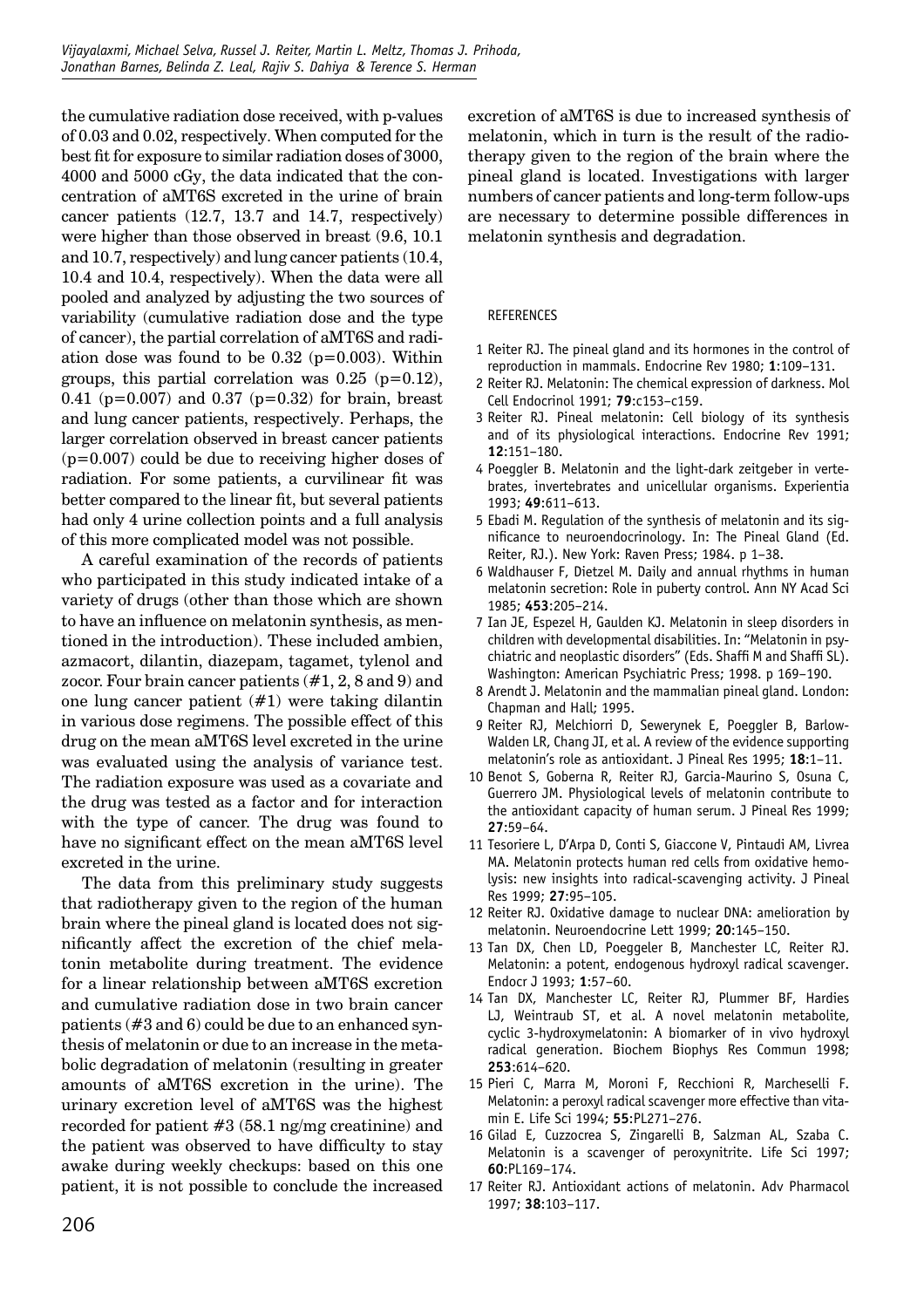the cumulative radiation dose received, with p-values of 0.03 and 0.02, respectively. When computed for the best fit for exposure to similar radiation doses of 3000, 4000 and 5000 cGy, the data indicated that the concentration of aMT6S excreted in the urine of brain cancer patients (12.7, 13.7 and 14.7, respectively) were higher than those observed in breast (9.6, 10.1 and 10.7, respectively) and lung cancer patients (10.4, 10.4 and 10.4, respectively). When the data were all pooled and analyzed by adjusting the two sources of variability (cumulative radiation dose and the type of cancer), the partial correlation of aMT6S and radiation dose was found to be 0.32 ($p=0.003$). Within groups, this partial correlation was 0.25 ($p=0.12$), 0.41 ($p=0.007$) and 0.37 ($p=0.32$) for brain, breast and lung cancer patients, respectively. Perhaps, the larger correlation observed in breast cancer patients ($p=0.007$) could be due to receiving higher doses of radiation. For some patients, a curvilinear fit was better compared to the linear fit, but several patients had only 4 urine collection points and a full analysis of this more complicated model was not possible.

A careful examination of the records of patients who participated in this study indicated intake of a variety of drugs (other than those which are shown to have an influence on melatonin synthesis, as mentioned in the introduction). These included ambien, azmacort, dilantin, diazepam, tagamet, tylenol and zocor. Four brain cancer patients (#1, 2, 8 and 9) and one lung cancer patient (#1) were taking dilantin in various dose regimens. The possible effect of this drug on the mean aMT6S level excreted in the urine was evaluated using the analysis of variance test. The radiation exposure was used as a covariate and the drug was tested as a factor and for interaction with the type of cancer. The drug was found to have no significant effect on the mean aMT6S level excreted in the urine.

The data from this preliminary study suggests that radiotherapy given to the region of the human brain where the pineal gland is located does not significantly affect the excretion of the chief melatonin metabolite during treatment. The evidence for a linear relationship between aMT6S excretion and cumulative radiation dose in two brain cancer patients (#3 and 6) could be due to an enhanced synthesis of melatonin or due to an increase in the metabolic degradation of melatonin (resulting in greater amounts of aMT6S excretion in the urine). The urinary excretion level of aMT6S was the highest recorded for patient #3 (58.1 ng/mg creatinine) and the patient was observed to have difficulty to stay awake during weekly checkups: based on this one patient, it is not possible to conclude the increased excretion of aMT6S is due to increased synthesis of melatonin, which in turn is the result of the radiotherapy given to the region of the brain where the pineal gland is located. Investigations with larger numbers of cancer patients and long-term follow-ups are necessary to determine possible differences in melatonin synthesis and degradation.

## REFERENCES

1. Reiter RJ. The pineal gland and its hormones in the control of reproduction in mammals. Endocrine Rev 1980; **1**:109–131.
2. Reiter RJ. Melatonin: The chemical expression of darkness. Mol Cell Endocrinol 1991; **79**:c153–c159.
3. Reiter RJ. Pineal melatonin: Cell biology of its synthesis and of its physiological interactions. Endocrine Rev 1991; **12**:151–180.
4. Poeggler B. Melatonin and the light-dark zeitgeber in vertebrates, invertebrates and unicellular organisms. Experientia 1993; **49**:611–613.
5. Ebadi M. Regulation of the synthesis of melatonin and its significance to neuroendocrinology. In: The Pineal Gland (Ed. Reiter, RJ.). New York: Raven Press; 1984. p 1–38.
6. Waldhauser F, Dietzel M. Daily and annual rhythms in human melatonin secretion: Role in puberty control. Ann NY Acad Sci 1985; **453**:205–214.
7. Ian JE, Espezel H, Gaulden KJ. Melatonin in sleep disorders in children with developmental disabilities. In: "Melatonin in psychiatric and neoplastic disorders" (Eds. Shaffi M and Shaffi SL). Washington: American Psychiatric Press; 1998. p 169–190.
8. Arendt J. Melatonin and the mammalian pineal gland. London: Chapman and Hall; 1995.
9. Reiter RJ, Melchiorri D, Sewerynek E, Poeggler B, Barlow-Walden LR, Chang JI, et al. A review of the evidence supporting melatonin's role as antioxidant. J Pineal Res 1995; **18**:1–11.
10. Benot S, Goberna R, Reiter RJ, Garcia-Maurino S, Osuna C, Guerrero JM. Physiological levels of melatonin contribute to the antioxidant capacity of human serum. J Pineal Res 1999; **27**:59–64.
11. Tesoriere L, D'Arpa D, Conti S, Giaccone V, Pintaudi AM, Livrea MA. Melatonin protects human red cells from oxidative hemolysis: new insights into radical-scavenging activity. J Pineal Res 1999; **27**:95–105.
12. Reiter RJ. Oxidative damage to nuclear DNA: amelioration by melatonin. Neuroendocrine Lett 1999; **20**:145–150.
13. Tan DX, Chen LD, Poeggeler B, Manchester LC, Reiter RJ. Melatonin: a potent, endogenous hydroxyl radical scavenger. Endocr J 1993; **1**:57–60.
14. Tan DX, Manchester LC, Reiter RJ, Plummer BF, Hardies LJ, Weintraub ST, et al. A novel melatonin metabolite, cyclic 3-hydroxymelatonin: A biomarker of in vivo hydroxyl radical generation. Biochem Biophys Res Commun 1998; **253**:614–620.
15. Pieri C, Marra M, Moroni F, Recchioni R, Marcheselli F. Melatonin: a peroxyl radical scavenger more effective than vitamin E. Life Sci 1994; **55**:PL271–276.
16. Gilad E, Cuzzocrea S, Zingarelli B, Salzman AL, Szaba C. Melatonin is a scavenger of peroxynitrite. Life Sci 1997; **60**:PL169–174.
17. Reiter RJ. Antioxidant actions of melatonin. Adv Pharmacol 1997; **38**:103–117.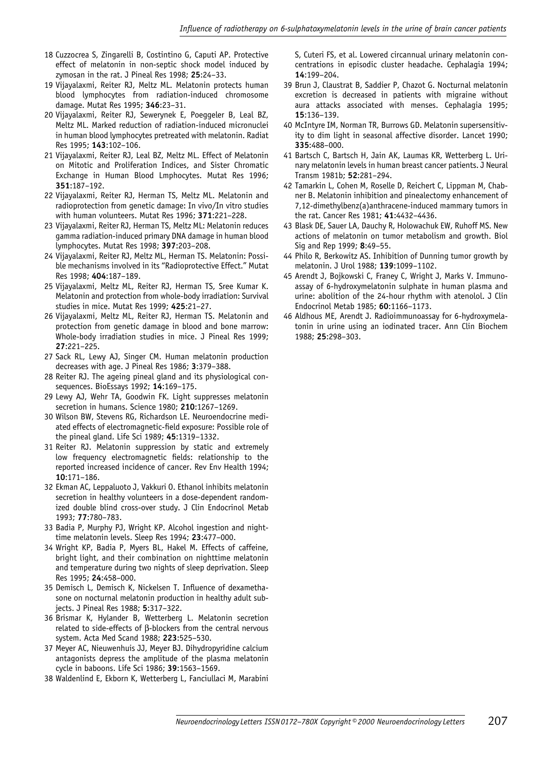18 Cuzzocrea S, Zingarelli B, Costintino G, Caputi AP. Protective effect of melatonin in non-septic shock model induced by zymosan in the rat. J Pineal Res 1998; **25**:24–33.

19 Vijayalaxmi, Reiter RJ, Meltz ML. Melatonin protects human blood lymphocytes from radiation-induced chromosome damage. Mutat Res 1995; **346**:23–31.

20 Vijayalaxmi, Reiter RJ, Sewerynek E, Poeggeler B, Leal BZ, Meltz ML. Marked reduction of radiation-induced micronuclei in human blood lymphocytes pretreated with melatonin. Radiat Res 1995; **143**:102–106.

21 Vijayalaxmi, Reiter RJ, Leal BZ, Meltz ML. Effect of Melatonin on Mitotic and Proliferation Indices, and Sister Chromatic Exchange in Human Blood Lmphocytes. Mutat Res 1996; **351**:187–192.

22 Vijayalaxmi, Reiter RJ, Herman TS, Meltz ML. Melatonin and radioprotection from genetic damage: In vivo/In vitro studies with human volunteers. Mutat Res 1996; **371**:221–228.

23 Vijayalaxmi, Reiter RJ, Herman TS, Meltz ML: Melatonin reduces gamma radiation-induced primary DNA damage in human blood lymphocytes. Mutat Res 1998; **397**:203–208.

24 Vijayalaxmi, Reiter RJ, Meltz ML, Herman TS. Melatonin: Possible mechanisms involved in its "Radioprotective Effect." Mutat Res 1998; **404**:187–189.

25 Vijayalaxmi, Meltz ML, Reiter RJ, Herman TS, Sree Kumar K. Melatonin and protection from whole-body irradiation: Survival studies in mice. Mutat Res 1999; **425**:21–27.

26 Vijayalaxmi, Meltz ML, Reiter RJ, Herman TS. Melatonin and protection from genetic damage in blood and bone marrow: Whole-body irradiation studies in mice. J Pineal Res 1999; **27**:221–225.

27 Sack RL, Lewy AJ, Singer CM. Human melatonin production decreases with age. J Pineal Res 1986; **3**:379–388.

28 Reiter RJ. The ageing pineal gland and its physiological consequences. BioEssays 1992; **14**:169–175.

29 Lewy AJ, Wehr TA, Goodwin FK. Light suppresses melatonin secretion in humans. Science 1980; **210**:1267–1269.

30 Wilson BW, Stevens RG, Richardson LE. Neuroendocrine mediated effects of electromagnetic-field exposure: Possible role of the pineal gland. Life Sci 1989; **45**:1319–1332.

31 Reiter RJ. Melatonin suppression by static and extremely low frequency electromagnetic fields: relationship to the reported increased incidence of cancer. Rev Env Health 1994; **10**:171–186.

32 Ekman AC, Leppaluoto J, Vakkuri O. Ethanol inhibits melatonin secretion in healthy volunteers in a dose-dependent randomized double blind cross-over study. J Clin Endocrinol Metab 1993; **77**:780–783.

33 Badia P, Murphy PJ, Wright KP. Alcohol ingestion and nighttime melatonin levels. Sleep Res 1994; **23**:477–000.

34 Wright KP, Badia P, Myers BL, Hakel M. Effects of caffeine, bright light, and their combination on nighttime melatonin and temperature during two nights of sleep deprivation. Sleep Res 1995; **24**:458–000.

35 Demisch L, Demisch K, Nickelsen T. Influence of dexamethasone on nocturnal melatonin production in healthy adult subjects. J Pineal Res 1988; **5**:317–322.

36 Brismar K, Hylander B, Wetterberg L. Melatonin secretion related to side-effects of β-blockers from the central nervous system. Acta Med Scand 1988; **223**:525–530.

37 Meyer AC, Nieuwenhuis JJ, Meyer BJ. Dihydropyridine calcium antagonists depress the amplitude of the plasma melatonin cycle in baboons. Life Sci 1986; **39**:1563–1569.

38 Waldenlind E, Ekborn K, Wetterberg L, Fanciullaci M, Marabini S, Cuteri FS, et al. Lowered circannual urinary melatonin concentrations in episodic cluster headache. Cephalagia 1994; **14**:199–204.

39 Brun J, Claustrat B, Saddier P, Chazot G. Nocturnal melatonin excretion is decreased in patients with migraine without aura attacks associated with menses. Cephalagia 1995; **15**:136–139.

40 McIntyre IM, Norman TR, Burrows GD. Melatonin supersensitivity to dim light in seasonal affective disorder. Lancet 1990; **335**:488–000.

41 Bartsch C, Bartsch H, Jain AK, Laumas KR, Wetterberg L. Urinary melatonin levels in human breast cancer patients. J Neural Transm 1981b; **52**:281–294.

42 Tamarkin L, Cohen M, Roselle D, Reichert C, Lippman M, Chabner B. Melatonin inhibition and pinealectomy enhancement of 7,12-dimethylbenz(a)anthracene-induced mammary tumors in the rat. Cancer Res 1981; **41**:4432–4436.

43 Blask DE, Sauer LA, Dauchy R, Holowachuk EW, Ruhoff MS. New actions of melatonin on tumor metabolism and growth. Biol Sig and Rep 1999; **8**:49–55.

44 Philo R, Berkowitz AS. Inhibition of Dunning tumor growth by melatonin. J Urol 1988; **139**:1099–1102.

45 Arendt J, Bojkowski C, Franey C, Wright J, Marks V. Immunoassay of 6-hydroxymelatonin sulphate in human plasma and urine: abolition of the 24-hour rhythm with atenolol. J Clin Endocrinol Metab 1985; **60**:1166–1173.

46 Aldhous ME, Arendt J. Radioimmunoassay for 6-hydroxymelatonin in urine using an iodinated tracer. Ann Clin Biochem 1988; **25**:298–303.